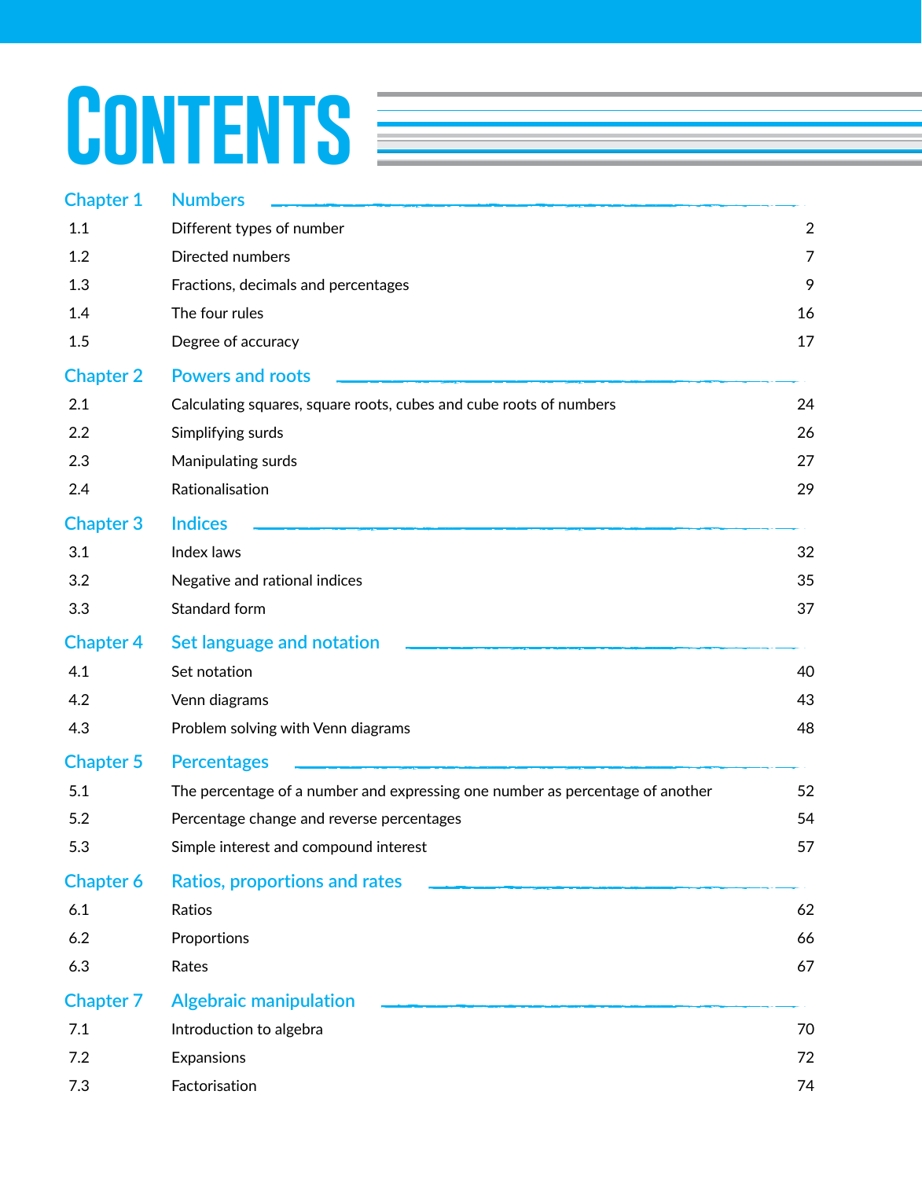# Contents

## Chapter 1 Numbers

| | | |
|---|---|---|
| 1.1 | Different types of number | 2 |
| 1.2 | Directed numbers | 7 |
| 1.3 | Fractions, decimals and percentages | 9 |
| 1.4 | The four rules | 16 |
| 1.5 | Degree of accuracy | 17 |

## Chapter 2 Powers and roots

| | | |
|---|---|---|
| 2.1 | Calculating squares, square roots, cubes and cube roots of numbers | 24 |
| 2.2 | Simplifying surds | 26 |
| 2.3 | Manipulating surds | 27 |
| 2.4 | Rationalisation | 29 |

## Chapter 3 Indices

| | | |
|---|---|---|
| 3.1 | Index laws | 32 |
| 3.2 | Negative and rational indices | 35 |
| 3.3 | Standard form | 37 |

## Chapter 4 Set language and notation

| | | |
|---|---|---|
| 4.1 | Set notation | 40 |
| 4.2 | Venn diagrams | 43 |
| 4.3 | Problem solving with Venn diagrams | 48 |

## Chapter 5 Percentages

| | | |
|---|---|---|
| 5.1 | The percentage of a number and expressing one number as percentage of another | 52 |
| 5.2 | Percentage change and reverse percentages | 54 |
| 5.3 | Simple interest and compound interest | 57 |

## Chapter 6 Ratios, proportions and rates

| | | |
|---|---|---|
| 6.1 | Ratios | 62 |
| 6.2 | Proportions | 66 |
| 6.3 | Rates | 67 |

## Chapter 7 Algebraic manipulation

| | | |
|---|---|---|
| 7.1 | Introduction to algebra | 70 |
| 7.2 | Expansions | 72 |
| 7.3 | Factorisation | 74 |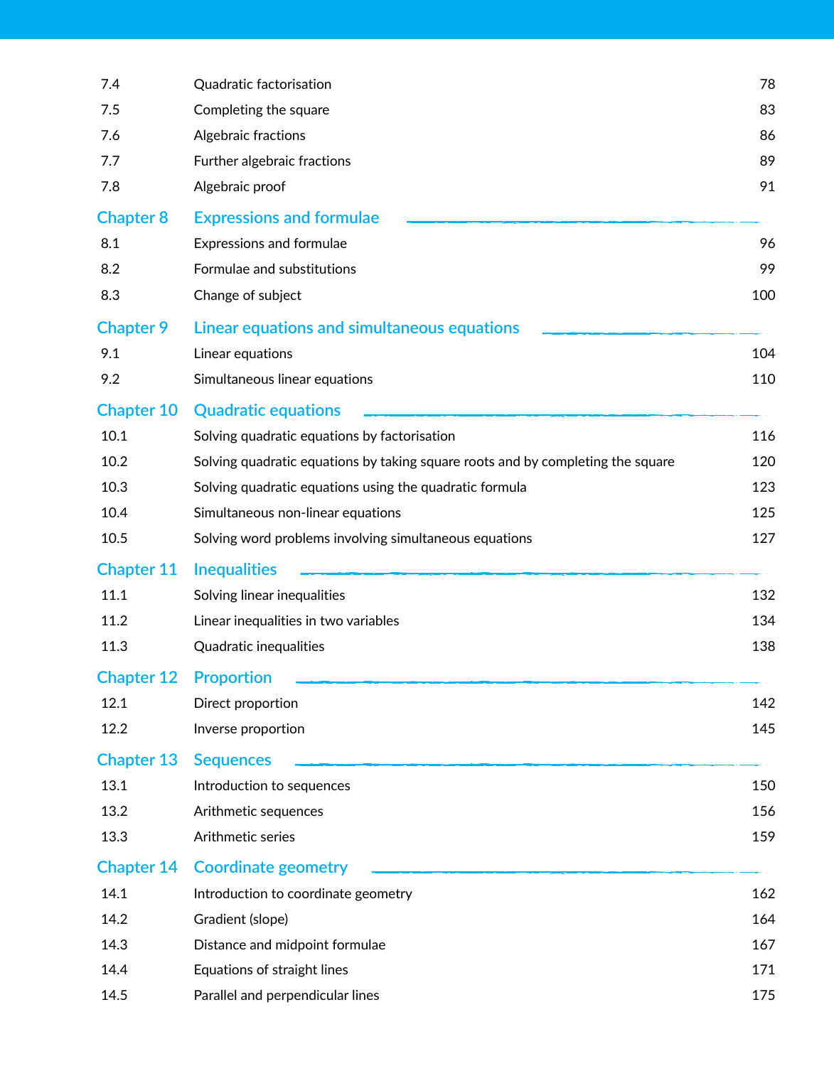| | | |
|---|---|---|
| 7.4 | Quadratic factorisation | 78 |
| 7.5 | Completing the square | 83 |
| 7.6 | Algebraic fractions | 86 |
| 7.7 | Further algebraic fractions | 89 |
| 7.8 | Algebraic proof | 91 |

## Chapter 8 Expressions and formulae

| | | |
|---|---|---|
| 8.1 | Expressions and formulae | 96 |
| 8.2 | Formulae and substitutions | 99 |
| 8.3 | Change of subject | 100 |

## Chapter 9 Linear equations and simultaneous equations

| | | |
|---|---|---|
| 9.1 | Linear equations | 104 |
| 9.2 | Simultaneous linear equations | 110 |

## Chapter 10 Quadratic equations

| | | |
|---|---|---|
| 10.1 | Solving quadratic equations by factorisation | 116 |
| 10.2 | Solving quadratic equations by taking square roots and by completing the square | 120 |
| 10.3 | Solving quadratic equations using the quadratic formula | 123 |
| 10.4 | Simultaneous non-linear equations | 125 |
| 10.5 | Solving word problems involving simultaneous equations | 127 |

## Chapter 11 Inequalities

| | | |
|---|---|---|
| 11.1 | Solving linear inequalities | 132 |
| 11.2 | Linear inequalities in two variables | 134 |
| 11.3 | Quadratic inequalities | 138 |

## Chapter 12 Proportion

| | | |
|---|---|---|
| 12.1 | Direct proportion | 142 |
| 12.2 | Inverse proportion | 145 |

## Chapter 13 Sequences

| | | |
|---|---|---|
| 13.1 | Introduction to sequences | 150 |
| 13.2 | Arithmetic sequences | 156 |
| 13.3 | Arithmetic series | 159 |

## Chapter 14 Coordinate geometry

| | | |
|---|---|---|
| 14.1 | Introduction to coordinate geometry | 162 |
| 14.2 | Gradient (slope) | 164 |
| 14.3 | Distance and midpoint formulae | 167 |
| 14.4 | Equations of straight lines | 171 |
| 14.5 | Parallel and perpendicular lines | 175 |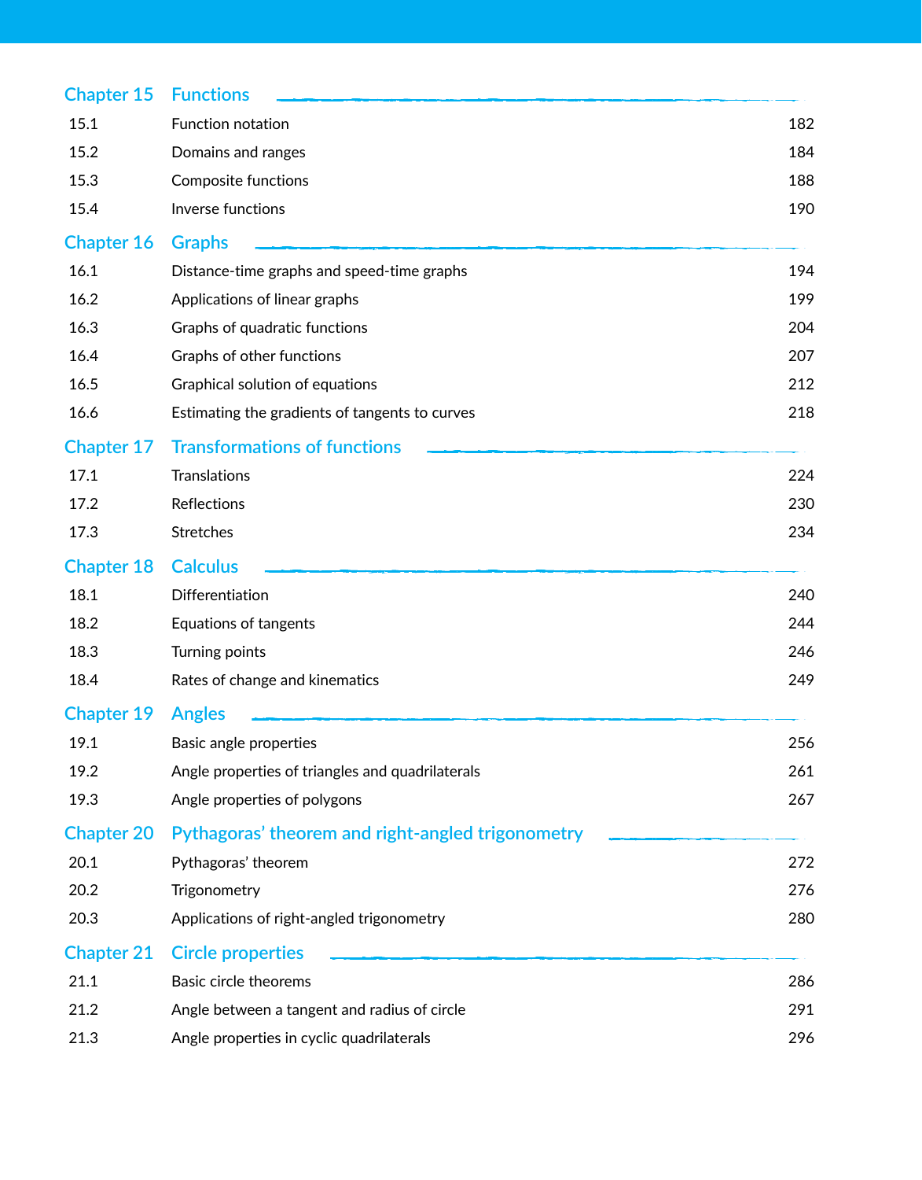## Chapter 15 Functions

| | | |
|---|---|---|
| 15.1 | Function notation | 182 |
| 15.2 | Domains and ranges | 184 |
| 15.3 | Composite functions | 188 |
| 15.4 | Inverse functions | 190 |

## Chapter 16 Graphs

| | | |
|---|---|---|
| 16.1 | Distance-time graphs and speed-time graphs | 194 |
| 16.2 | Applications of linear graphs | 199 |
| 16.3 | Graphs of quadratic functions | 204 |
| 16.4 | Graphs of other functions | 207 |
| 16.5 | Graphical solution of equations | 212 |
| 16.6 | Estimating the gradients of tangents to curves | 218 |

## Chapter 17 Transformations of functions

| | | |
|---|---|---|
| 17.1 | Translations | 224 |
| 17.2 | Reflections | 230 |
| 17.3 | Stretches | 234 |

## Chapter 18 Calculus

| | | |
|---|---|---|
| 18.1 | Differentiation | 240 |
| 18.2 | Equations of tangents | 244 |
| 18.3 | Turning points | 246 |
| 18.4 | Rates of change and kinematics | 249 |

## Chapter 19 Angles

| | | |
|---|---|---|
| 19.1 | Basic angle properties | 256 |
| 19.2 | Angle properties of triangles and quadrilaterals | 261 |
| 19.3 | Angle properties of polygons | 267 |

## Chapter 20 Pythagoras' theorem and right-angled trigonometry

| | | |
|---|---|---|
| 20.1 | Pythagoras' theorem | 272 |
| 20.2 | Trigonometry | 276 |
| 20.3 | Applications of right-angled trigonometry | 280 |

## Chapter 21 Circle properties

| | | |
|---|---|---|
| 21.1 | Basic circle theorems | 286 |
| 21.2 | Angle between a tangent and radius of circle | 291 |
| 21.3 | Angle properties in cyclic quadrilaterals | 296 |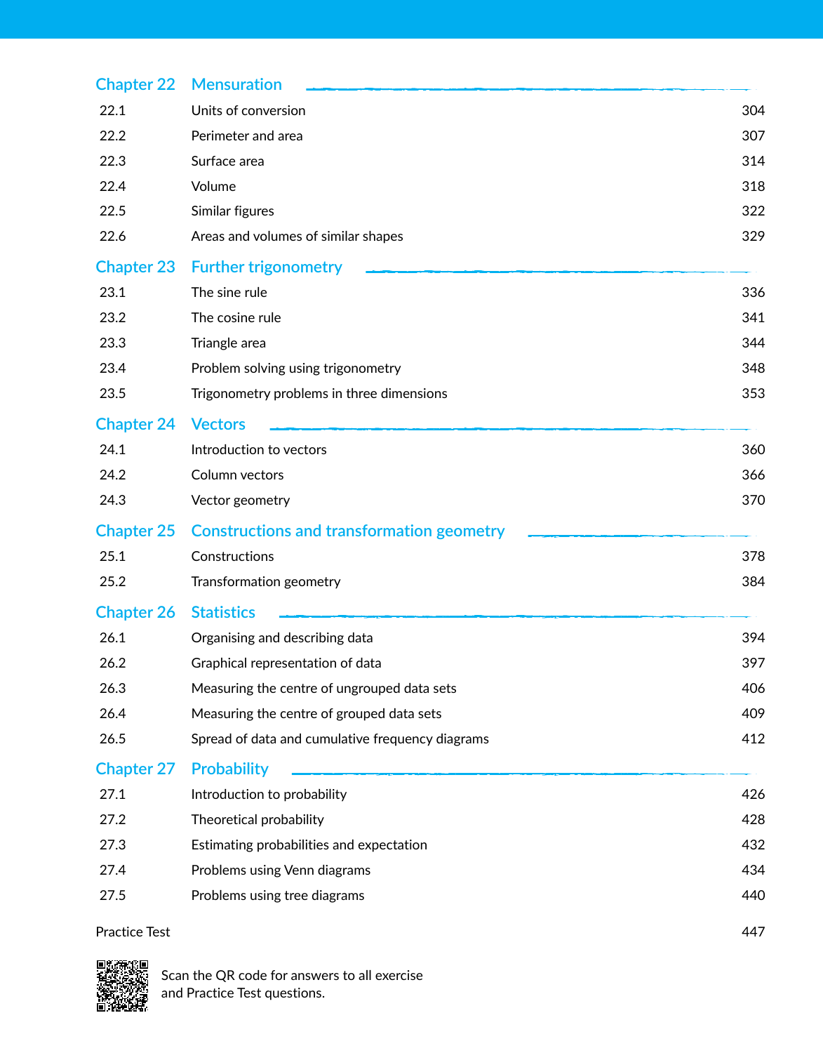## Chapter 22 Mensuration

| | | |
|---|---|---|
| 22.1 | Units of conversion | 304 |
| 22.2 | Perimeter and area | 307 |
| 22.3 | Surface area | 314 |
| 22.4 | Volume | 318 |
| 22.5 | Similar figures | 322 |
| 22.6 | Areas and volumes of similar shapes | 329 |

## Chapter 23 Further trigonometry

| | | |
|---|---|---|
| 23.1 | The sine rule | 336 |
| 23.2 | The cosine rule | 341 |
| 23.3 | Triangle area | 344 |
| 23.4 | Problem solving using trigonometry | 348 |
| 23.5 | Trigonometry problems in three dimensions | 353 |

## Chapter 24 Vectors

| | | |
|---|---|---|
| 24.1 | Introduction to vectors | 360 |
| 24.2 | Column vectors | 366 |
| 24.3 | Vector geometry | 370 |

## Chapter 25 Constructions and transformation geometry

| | | |
|---|---|---|
| 25.1 | Constructions | 378 |
| 25.2 | Transformation geometry | 384 |

## Chapter 26 Statistics

| | | |
|---|---|---|
| 26.1 | Organising and describing data | 394 |
| 26.2 | Graphical representation of data | 397 |
| 26.3 | Measuring the centre of ungrouped data sets | 406 |
| 26.4 | Measuring the centre of grouped data sets | 409 |
| 26.5 | Spread of data and cumulative frequency diagrams | 412 |

## Chapter 27 Probability

| | | |
|---|---|---|
| 27.1 | Introduction to probability | 426 |
| 27.2 | Theoretical probability | 428 |
| 27.3 | Estimating probabilities and expectation | 432 |
| 27.4 | Problems using Venn diagrams | 434 |
| 27.5 | Problems using tree diagrams | 440 |

Practice Test 447

Scan the QR code for answers to all exercise and Practice Test questions.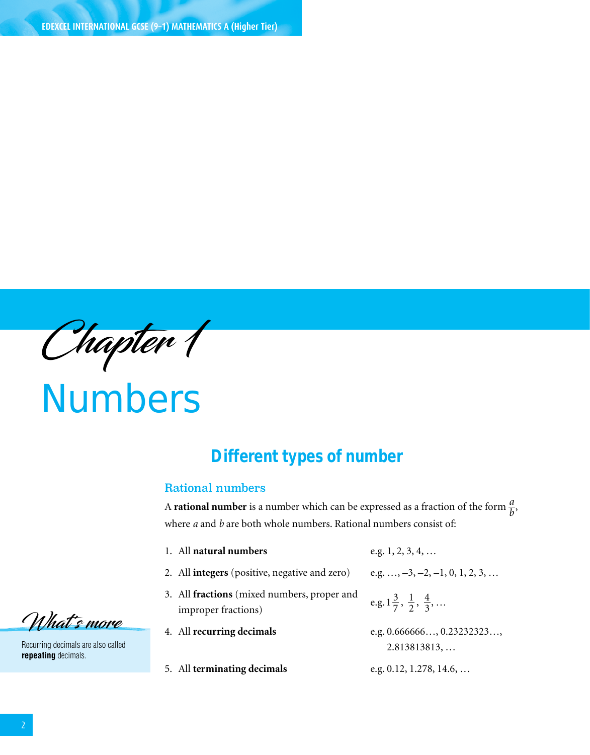# Chapter 1

# Numbers

## Different types of number

### Rational numbers

A **rational number** is a number which can be expressed as a fraction of the form $\frac{a}{b}$, where $a$ and $b$ are both whole numbers. Rational numbers consist of:

1. All **natural numbers** — e.g. 1, 2, 3, 4, …
2. All **integers** (positive, negative and zero) — e.g. …, –3, –2, –1, 0, 1, 2, 3, …
3. All **fractions** (mixed numbers, proper and improper fractions) — e.g. $1\frac{3}{7}$, $\frac{1}{2}$, $\frac{4}{3}$, …
4. All **recurring decimals** — e.g. 0.666666…, 0.23232323…, 2.813813813, …
5. All **terminating decimals** — e.g. 0.12, 1.278, 14.6, …

*What's more*

Recurring decimals are also called **repeating** decimals.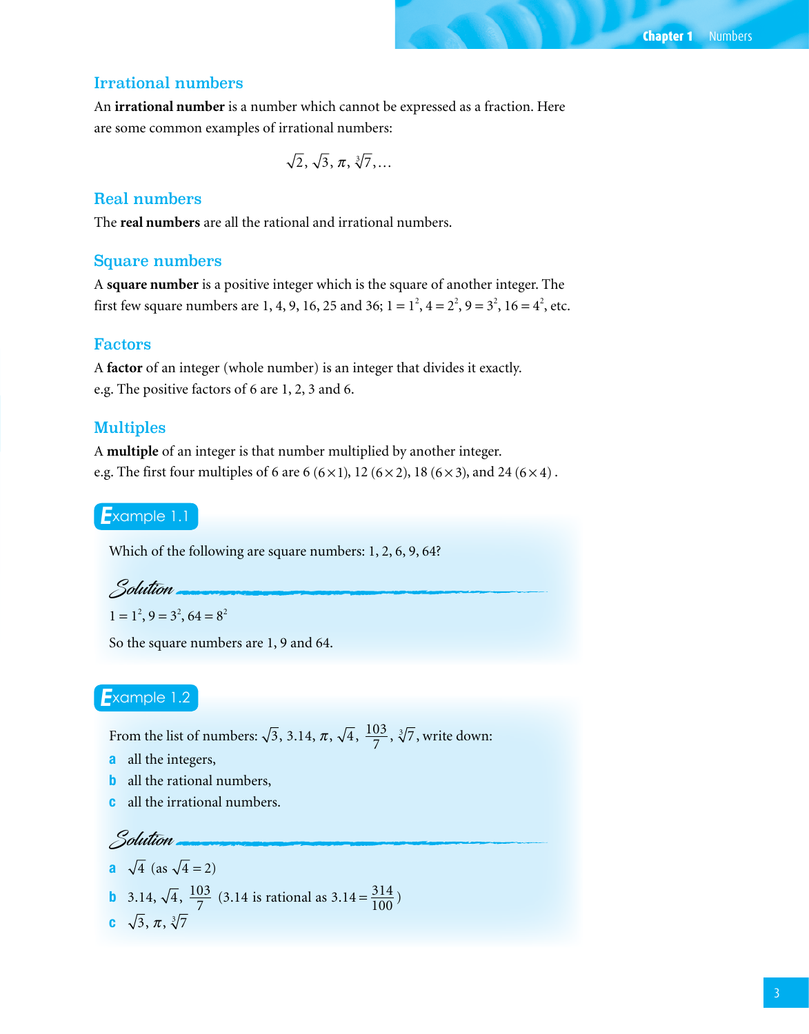## Irrational numbers

An **irrational number** is a number which cannot be expressed as a fraction. Here are some common examples of irrational numbers:

$$\sqrt{2}, \sqrt{3}, \pi, \sqrt[3]{7}, \ldots$$

## Real numbers

The **real numbers** are all the rational and irrational numbers.

## Square numbers

A **square number** is a positive integer which is the square of another integer. The first few square numbers are 1, 4, 9, 16, 25 and 36; $1 = 1^2$, $4 = 2^2$, $9 = 3^2$, $16 = 4^2$, etc.

## Factors

A **factor** of an integer (whole number) is an integer that divides it exactly.
e.g. The positive factors of 6 are 1, 2, 3 and 6.

## Multiples

A **multiple** of an integer is that number multiplied by another integer.
e.g. The first four multiples of 6 are 6 $(6 \times 1)$, 12 $(6 \times 2)$, 18 $(6 \times 3)$, and 24 $(6 \times 4)$.

### Example 1.1

Which of the following are square numbers: 1, 2, 6, 9, 64?

*Solution*

$1 = 1^2$, $9 = 3^2$, $64 = 8^2$

So the square numbers are 1, 9 and 64.

### Example 1.2

From the list of numbers: $\sqrt{3}$, 3.14, $\pi$, $\sqrt{4}$, $\frac{103}{7}$, $\sqrt[3]{7}$, write down:

**a** all the integers,

**b** all the rational numbers,

**c** all the irrational numbers.

*Solution*

**a** $\sqrt{4}$ (as $\sqrt{4} = 2$)

**b** 3.14, $\sqrt{4}$, $\frac{103}{7}$ (3.14 is rational as $3.14 = \frac{314}{100}$)

**c** $\sqrt{3}$, $\pi$, $\sqrt[3]{7}$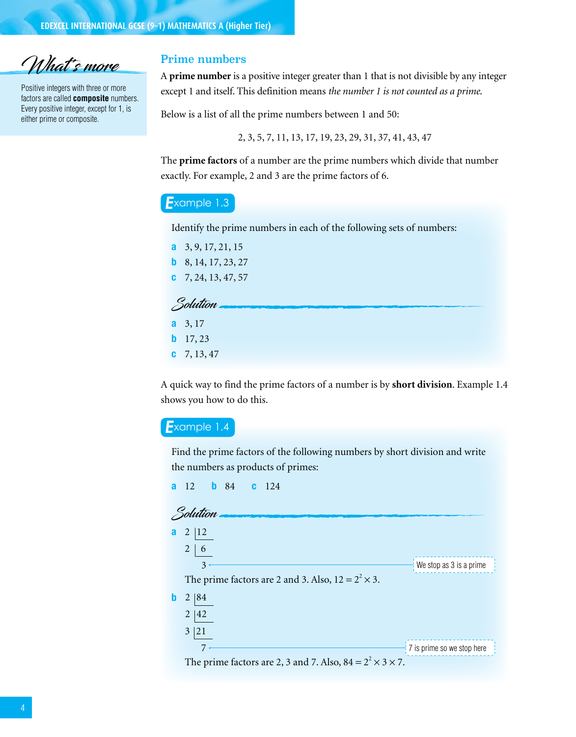## Prime numbers

A **prime number** is a positive integer greater than 1 that is not divisible by any integer except 1 and itself. This definition means *the number 1 is not counted as a prime.*

**What's more**

Positive integers with three or more factors are called **composite** numbers. Every positive integer, except for 1, is either prime or composite.

Below is a list of all the prime numbers between 1 and 50:

2, 3, 5, 7, 11, 13, 17, 19, 23, 29, 31, 37, 41, 43, 47

The **prime factors** of a number are the prime numbers which divide that number exactly. For example, 2 and 3 are the prime factors of 6.

### Example 1.3

Identify the prime numbers in each of the following sets of numbers:

**a** 3, 9, 17, 21, 15

**b** 8, 14, 17, 23, 27

**c** 7, 24, 13, 47, 57

**Solution**

**a** 3, 17

**b** 17, 23

**c** 7, 13, 47

A quick way to find the prime factors of a number is by **short division**. Example 1.4 shows you how to do this.

### Example 1.4

Find the prime factors of the following numbers by short division and write the numbers as products of primes:

**a** 12 **b** 84 **c** 124

**Solution**

**a**

```
2 |12
2 | 6
    3   ← We stop as 3 is a prime
```

The prime factors are 2 and 3. Also, $12 = 2^2 \times 3$.

**b**

```
2 |84
2 |42
3 |21
    7   ← 7 is prime so we stop here
```

The prime factors are 2, 3 and 7. Also, $84 = 2^2 \times 3 \times 7$.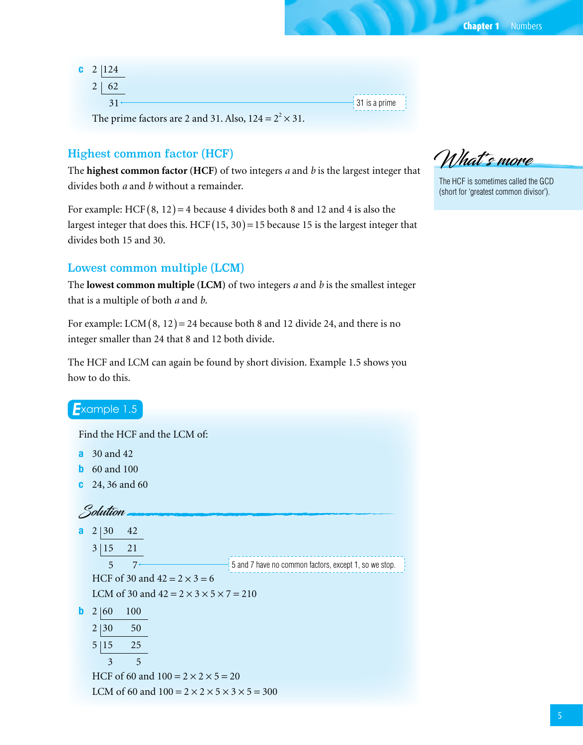**c**

$$\begin{array}{r|l} 2 & 124 \\ \hline 2 & 62 \\ \hline & 31 \end{array}$$

31 is a prime

The prime factors are 2 and 31. Also, $124 = 2^2 \times 31$.

## Highest common factor (HCF)

The **highest common factor** (**HCF**) of two integers $a$ and $b$ is the largest integer that divides both $a$ and $b$ without a remainder.

For example: $\text{HCF}(8, 12) = 4$ because 4 divides both 8 and 12 and 4 is also the largest integer that does this. $\text{HCF}(15, 30) = 15$ because 15 is the largest integer that divides both 15 and 30.

> **What's more**
>
> The HCF is sometimes called the GCD (short for 'greatest common divisor').

## Lowest common multiple (LCM)

The **lowest common multiple** (**LCM**) of two integers $a$ and $b$ is the smallest integer that is a multiple of both $a$ and $b$.

For example: $\text{LCM}(8, 12) = 24$ because both 8 and 12 divide 24, and there is no integer smaller than 24 that 8 and 12 both divide.

The HCF and LCM can again be found by short division. Example 1.5 shows you how to do this.

### Example 1.5

Find the HCF and the LCM of:

**a** 30 and 42

**b** 60 and 100

**c** 24, 36 and 60

**Solution**

**a**

$$\begin{array}{r|ll} 2 & 30 & 42 \\ \hline 3 & 15 & 21 \\ \hline & 5 & 7 \end{array}$$

5 and 7 have no common factors, except 1, so we stop.

HCF of 30 and 42 $= 2 \times 3 = 6$

LCM of 30 and 42 $= 2 \times 3 \times 5 \times 7 = 210$

**b**

$$\begin{array}{r|ll} 2 & 60 & 100 \\ \hline 2 & 30 & 50 \\ \hline 5 & 15 & 25 \\ \hline & 3 & 5 \end{array}$$

HCF of 60 and 100 $= 2 \times 2 \times 5 = 20$

LCM of 60 and 100 $= 2 \times 2 \times 5 \times 3 \times 5 = 300$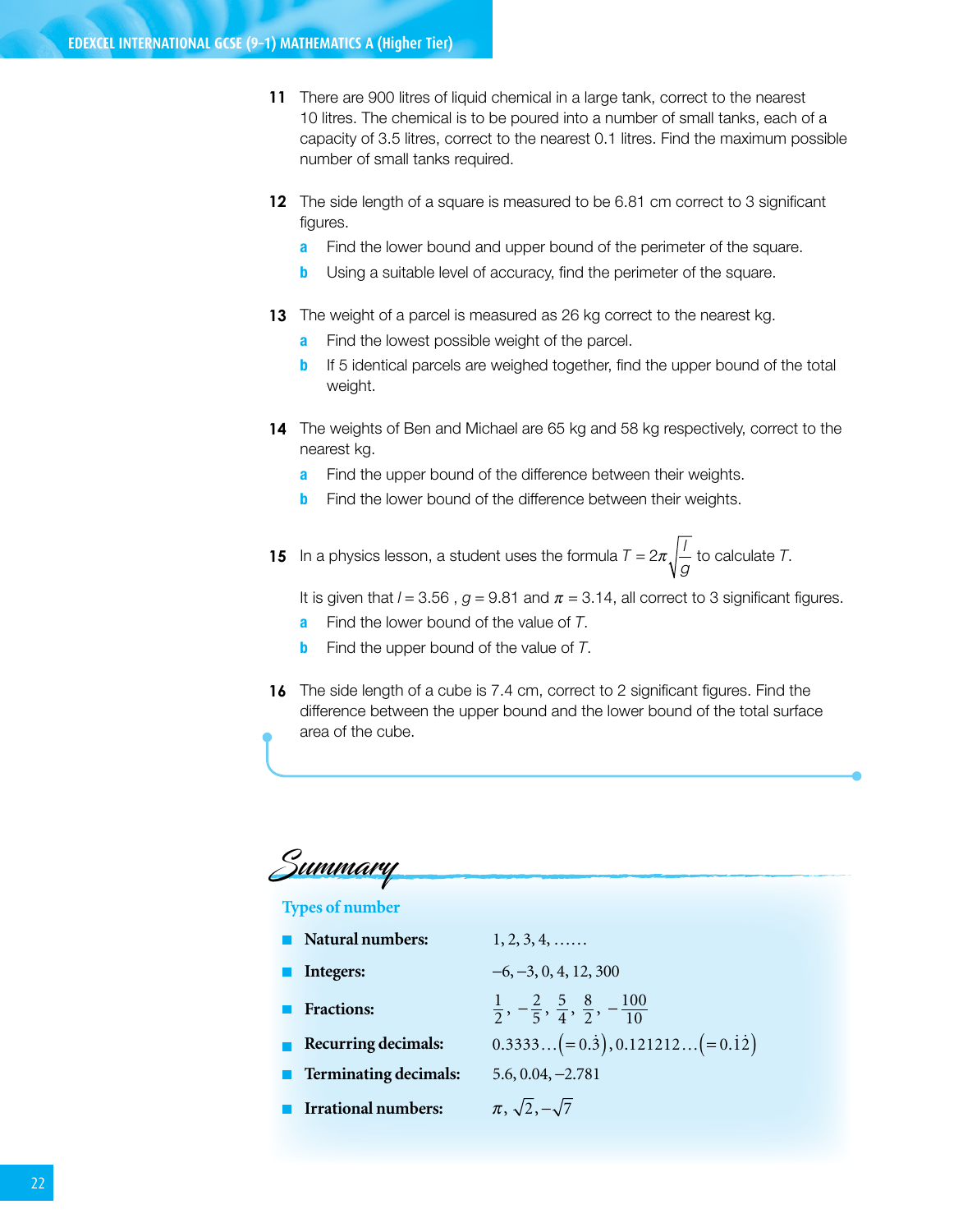**11** There are 900 litres of liquid chemical in a large tank, correct to the nearest 10 litres. The chemical is to be poured into a number of small tanks, each of a capacity of 3.5 litres, correct to the nearest 0.1 litres. Find the maximum possible number of small tanks required.

**12** The side length of a square is measured to be 6.81 cm correct to 3 significant figures.

- **a** Find the lower bound and upper bound of the perimeter of the square.
- **b** Using a suitable level of accuracy, find the perimeter of the square.

**13** The weight of a parcel is measured as 26 kg correct to the nearest kg.

- **a** Find the lowest possible weight of the parcel.
- **b** If 5 identical parcels are weighed together, find the upper bound of the total weight.

**14** The weights of Ben and Michael are 65 kg and 58 kg respectively, correct to the nearest kg.

- **a** Find the upper bound of the difference between their weights.
- **b** Find the lower bound of the difference between their weights.

**15** In a physics lesson, a student uses the formula $T = 2\pi\sqrt{\frac{l}{g}}$ to calculate $T$.

It is given that $l = 3.56$, $g = 9.81$ and $\pi = 3.14$, all correct to 3 significant figures.

- **a** Find the lower bound of the value of $T$.
- **b** Find the upper bound of the value of $T$.

**16** The side length of a cube is 7.4 cm, correct to 2 significant figures. Find the difference between the upper bound and the lower bound of the total surface area of the cube.

## Summary

### Types of number

- **Natural numbers:** $1, 2, 3, 4, \ldots\ldots$
- **Integers:** $-6, -3, 0, 4, 12, 300$
- **Fractions:** $\frac{1}{2}, -\frac{2}{5}, \frac{5}{4}, \frac{8}{2}, -\frac{100}{10}$
- **Recurring decimals:** $0.3333\ldots(=0.\dot{3}), 0.121212\ldots(=0.\dot{1}\dot{2})$
- **Terminating decimals:** $5.6, 0.04, -2.781$
- **Irrational numbers:** $\pi, \sqrt{2}, -\sqrt{7}$